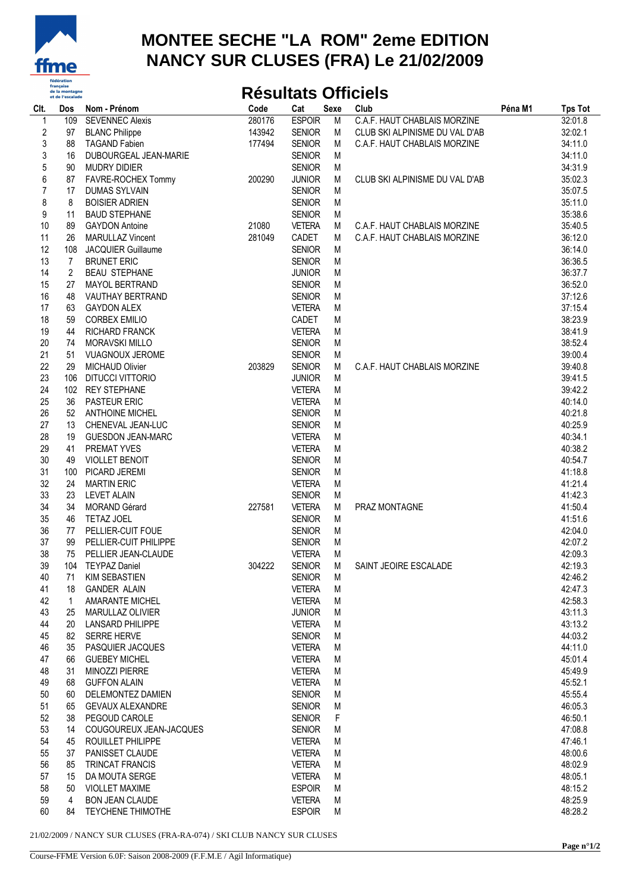# MONTEE SECHE "LA ROM" 2eme EDITION
# NANCY SUR CLUSES (FRA) Le 21/02/2009

## Résultats Officiels

| Clt. | Dos | Nom - Prénom | Code | Cat | Sexe | Club | Péna M1 | Tps Tot |
|---|---|---|---|---|---|---|---|---|
| 1 | 109 | SEVENNEC Alexis | 280176 | ESPOIR | M | C.A.F. HAUT CHABLAIS MORZINE | | 32:01.8 |
| 2 | 97 | BLANC Philippe | 143942 | SENIOR | M | CLUB SKI ALPINISME DU VAL D'AB | | 32:02.1 |
| 3 | 88 | TAGAND Fabien | 177494 | SENIOR | M | C.A.F. HAUT CHABLAIS MORZINE | | 34:11.0 |
| 3 | 16 | DUBOURGEAL JEAN-MARIE | | SENIOR | M | | | 34:11.0 |
| 5 | 90 | MUDRY DIDIER | | SENIOR | M | | | 34:31.9 |
| 6 | 87 | FAVRE-ROCHEX Tommy | 200290 | JUNIOR | M | CLUB SKI ALPINISME DU VAL D'AB | | 35:02.3 |
| 7 | 17 | DUMAS SYLVAIN | | SENIOR | M | | | 35:07.5 |
| 8 | 8 | BOISIER ADRIEN | | SENIOR | M | | | 35:11.0 |
| 9 | 11 | BAUD STEPHANE | | SENIOR | M | | | 35:38.6 |
| 10 | 89 | GAYDON Antoine | 21080 | VETERA | M | C.A.F. HAUT CHABLAIS MORZINE | | 35:40.5 |
| 11 | 26 | MARULLAZ Vincent | 281049 | CADET | M | C.A.F. HAUT CHABLAIS MORZINE | | 36:12.0 |
| 12 | 108 | JACQUIER Guillaume | | SENIOR | M | | | 36:14.0 |
| 13 | 7 | BRUNET ERIC | | SENIOR | M | | | 36:36.5 |
| 14 | 2 | BEAU STEPHANE | | JUNIOR | M | | | 36:37.7 |
| 15 | 27 | MAYOL BERTRAND | | SENIOR | M | | | 36:52.0 |
| 16 | 48 | VAUTHAY BERTRAND | | SENIOR | M | | | 37:12.6 |
| 17 | 63 | GAYDON ALEX | | VETERA | M | | | 37:15.4 |
| 18 | 59 | CORBEX EMILIO | | CADET | M | | | 38:23.9 |
| 19 | 44 | RICHARD FRANCK | | VETERA | M | | | 38:41.9 |
| 20 | 74 | MORAVSKI MILLO | | SENIOR | M | | | 38:52.4 |
| 21 | 51 | VUAGNOUX JEROME | | SENIOR | M | | | 39:00.4 |
| 22 | 29 | MICHAUD Olivier | 203829 | SENIOR | M | C.A.F. HAUT CHABLAIS MORZINE | | 39:40.8 |
| 23 | 106 | DITUCCI VITTORIO | | JUNIOR | M | | | 39:41.5 |
| 24 | 102 | REY STEPHANE | | VETERA | M | | | 39:42.2 |
| 25 | 36 | PASTEUR ERIC | | VETERA | M | | | 40:14.0 |
| 26 | 52 | ANTHOINE MICHEL | | SENIOR | M | | | 40:21.8 |
| 27 | 13 | CHENEVAL JEAN-LUC | | SENIOR | M | | | 40:25.9 |
| 28 | 19 | GUESDON JEAN-MARC | | VETERA | M | | | 40:34.1 |
| 29 | 41 | PREMAT YVES | | VETERA | M | | | 40:38.2 |
| 30 | 49 | VIOLLET BENOIT | | SENIOR | M | | | 40:54.7 |
| 31 | 100 | PICARD JEREMI | | SENIOR | M | | | 41:18.8 |
| 32 | 24 | MARTIN ERIC | | VETERA | M | | | 41:21.4 |
| 33 | 23 | LEVET ALAIN | | SENIOR | M | | | 41:42.3 |
| 34 | 34 | MORAND Gérard | 227581 | VETERA | M | PRAZ MONTAGNE | | 41:50.4 |
| 35 | 46 | TETAZ JOEL | | SENIOR | M | | | 41:51.6 |
| 36 | 77 | PELLIER-CUIT FOUE | | SENIOR | M | | | 42:04.0 |
| 37 | 99 | PELLIER-CUIT PHILIPPE | | SENIOR | M | | | 42:07.2 |
| 38 | 75 | PELLIER JEAN-CLAUDE | | VETERA | M | | | 42:09.3 |
| 39 | 104 | TEYPAZ Daniel | 304222 | SENIOR | M | SAINT JEOIRE ESCALADE | | 42:19.3 |
| 40 | 71 | KIM SEBASTIEN | | SENIOR | M | | | 42:46.2 |
| 41 | 18 | GANDER ALAIN | | VETERA | M | | | 42:47.3 |
| 42 | 1 | AMARANTE MICHEL | | VETERA | M | | | 42:58.3 |
| 43 | 25 | MARULLAZ OLIVIER | | JUNIOR | M | | | 43:11.3 |
| 44 | 20 | LANSARD PHILIPPE | | VETERA | M | | | 43:13.2 |
| 45 | 82 | SERRE HERVE | | SENIOR | M | | | 44:03.2 |
| 46 | 35 | PASQUIER JACQUES | | VETERA | M | | | 44:11.0 |
| 47 | 66 | GUEBEY MICHEL | | VETERA | M | | | 45:01.4 |
| 48 | 31 | MINOZZI PIERRE | | VETERA | M | | | 45:49.9 |
| 49 | 68 | GUFFON ALAIN | | VETERA | M | | | 45:52.1 |
| 50 | 60 | DELEMONTEZ DAMIEN | | SENIOR | M | | | 45:55.4 |
| 51 | 65 | GEVAUX ALEXANDRE | | SENIOR | M | | | 46:05.3 |
| 52 | 38 | PEGOUD CAROLE | | SENIOR | F | | | 46:50.1 |
| 53 | 14 | COUGOUREUX JEAN-JACQUES | | SENIOR | M | | | 47:08.8 |
| 54 | 45 | ROUILLET PHILIPPE | | VETERA | M | | | 47:46.1 |
| 55 | 37 | PANISSET CLAUDE | | VETERA | M | | | 48:00.6 |
| 56 | 85 | TRINCAT FRANCIS | | VETERA | M | | | 48:02.9 |
| 57 | 15 | DA MOUTA SERGE | | VETERA | M | | | 48:05.1 |
| 58 | 50 | VIOLLET MAXIME | | ESPOIR | M | | | 48:15.2 |
| 59 | 4 | BON JEAN CLAUDE | | VETERA | M | | | 48:25.9 |
| 60 | 84 | TEYCHENE THIMOTHE | | ESPOIR | M | | | 48:28.2 |

21/02/2009 / NANCY SUR CLUSES (FRA-RA-074) / SKI CLUB NANCY SUR CLUSES

Course-FFME Version 6.0F: Saison 2008-2009 (F.F.M.E / Agil Informatique)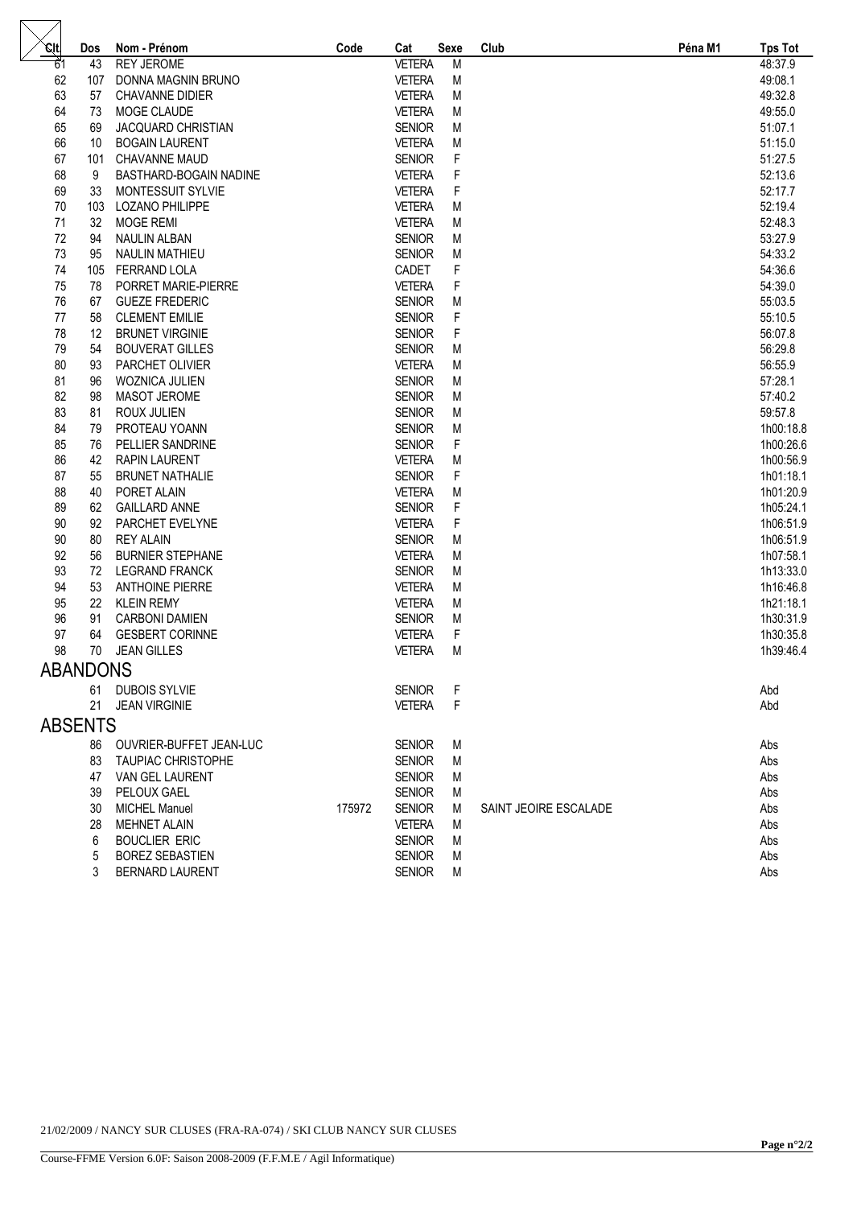| Clt. | Dos | Nom - Prénom | Code | Cat | Sexe | Club | Péna M1 | Tps Tot |
|---|---|---|---|---|---|---|---|---|
| 61 | 43 | REY JEROME | | VETERA | M | | | 48:37.9 |
| 62 | 107 | DONNA MAGNIN BRUNO | | VETERA | M | | | 49:08.1 |
| 63 | 57 | CHAVANNE DIDIER | | VETERA | M | | | 49:32.8 |
| 64 | 73 | MOGE CLAUDE | | VETERA | M | | | 49:55.0 |
| 65 | 69 | JACQUARD CHRISTIAN | | SENIOR | M | | | 51:07.1 |
| 66 | 10 | BOGAIN LAURENT | | VETERA | M | | | 51:15.0 |
| 67 | 101 | CHAVANNE MAUD | | SENIOR | F | | | 51:27.5 |
| 68 | 9 | BASTHARD-BOGAIN NADINE | | VETERA | F | | | 52:13.6 |
| 69 | 33 | MONTESSUIT SYLVIE | | VETERA | F | | | 52:17.7 |
| 70 | 103 | LOZANO PHILIPPE | | VETERA | M | | | 52:19.4 |
| 71 | 32 | MOGE REMI | | VETERA | M | | | 52:48.3 |
| 72 | 94 | NAULIN ALBAN | | SENIOR | M | | | 53:27.9 |
| 73 | 95 | NAULIN MATHIEU | | SENIOR | M | | | 54:33.2 |
| 74 | 105 | FERRAND LOLA | | CADET | F | | | 54:36.6 |
| 75 | 78 | PORRET MARIE-PIERRE | | VETERA | F | | | 54:39.0 |
| 76 | 67 | GUEZE FREDERIC | | SENIOR | M | | | 55:03.5 |
| 77 | 58 | CLEMENT EMILIE | | SENIOR | F | | | 55:10.5 |
| 78 | 12 | BRUNET VIRGINIE | | SENIOR | F | | | 56:07.8 |
| 79 | 54 | BOUVERAT GILLES | | SENIOR | M | | | 56:29.8 |
| 80 | 93 | PARCHET OLIVIER | | VETERA | M | | | 56:55.9 |
| 81 | 96 | WOZNICA JULIEN | | SENIOR | M | | | 57:28.1 |
| 82 | 98 | MASOT JEROME | | SENIOR | M | | | 57:40.2 |
| 83 | 81 | ROUX JULIEN | | SENIOR | M | | | 59:57.8 |
| 84 | 79 | PROTEAU YOANN | | SENIOR | M | | | 1h00:18.8 |
| 85 | 76 | PELLIER SANDRINE | | SENIOR | F | | | 1h00:26.6 |
| 86 | 42 | RAPIN LAURENT | | VETERA | M | | | 1h00:56.9 |
| 87 | 55 | BRUNET NATHALIE | | SENIOR | F | | | 1h01:18.1 |
| 88 | 40 | PORET ALAIN | | VETERA | M | | | 1h01:20.9 |
| 89 | 62 | GAILLARD ANNE | | SENIOR | F | | | 1h05:24.1 |
| 90 | 92 | PARCHET EVELYNE | | VETERA | F | | | 1h06:51.9 |
| 90 | 80 | REY ALAIN | | SENIOR | M | | | 1h06:51.9 |
| 92 | 56 | BURNIER STEPHANE | | VETERA | M | | | 1h07:58.1 |
| 93 | 72 | LEGRAND FRANCK | | SENIOR | M | | | 1h13:33.0 |
| 94 | 53 | ANTHOINE PIERRE | | VETERA | M | | | 1h16:46.8 |
| 95 | 22 | KLEIN REMY | | VETERA | M | | | 1h21:18.1 |
| 96 | 91 | CARBONI DAMIEN | | SENIOR | M | | | 1h30:31.9 |
| 97 | 64 | GESBERT CORINNE | | VETERA | F | | | 1h30:35.8 |
| 98 | 70 | JEAN GILLES | | VETERA | M | | | 1h39:46.4 |

## ABANDONS

| Dos | Nom - Prénom | Code | Cat | Sexe | Club | Tps Tot |
|---|---|---|---|---|---|---|
| 61 | DUBOIS SYLVIE | | SENIOR | F | | Abd |
| 21 | JEAN VIRGINIE | | VETERA | F | | Abd |

## ABSENTS

| Dos | Nom - Prénom | Code | Cat | Sexe | Club | Tps Tot |
|---|---|---|---|---|---|---|
| 86 | OUVRIER-BUFFET JEAN-LUC | | SENIOR | M | | Abs |
| 83 | TAUPIAC CHRISTOPHE | | SENIOR | M | | Abs |
| 47 | VAN GEL LAURENT | | SENIOR | M | | Abs |
| 39 | PELOUX GAEL | | SENIOR | M | | Abs |
| 30 | MICHEL Manuel | 175972 | SENIOR | M | SAINT JEOIRE ESCALADE | Abs |
| 28 | MEHNET ALAIN | | VETERA | M | | Abs |
| 6 | BOUCLIER ERIC | | SENIOR | M | | Abs |
| 5 | BOREZ SEBASTIEN | | SENIOR | M | | Abs |
| 3 | BERNARD LAURENT | | SENIOR | M | | Abs |

21/02/2009 / NANCY SUR CLUSES (FRA-RA-074) / SKI CLUB NANCY SUR CLUSES

Course-FFME Version 6.0F: Saison 2008-2009 (F.F.M.E / Agil Informatique)